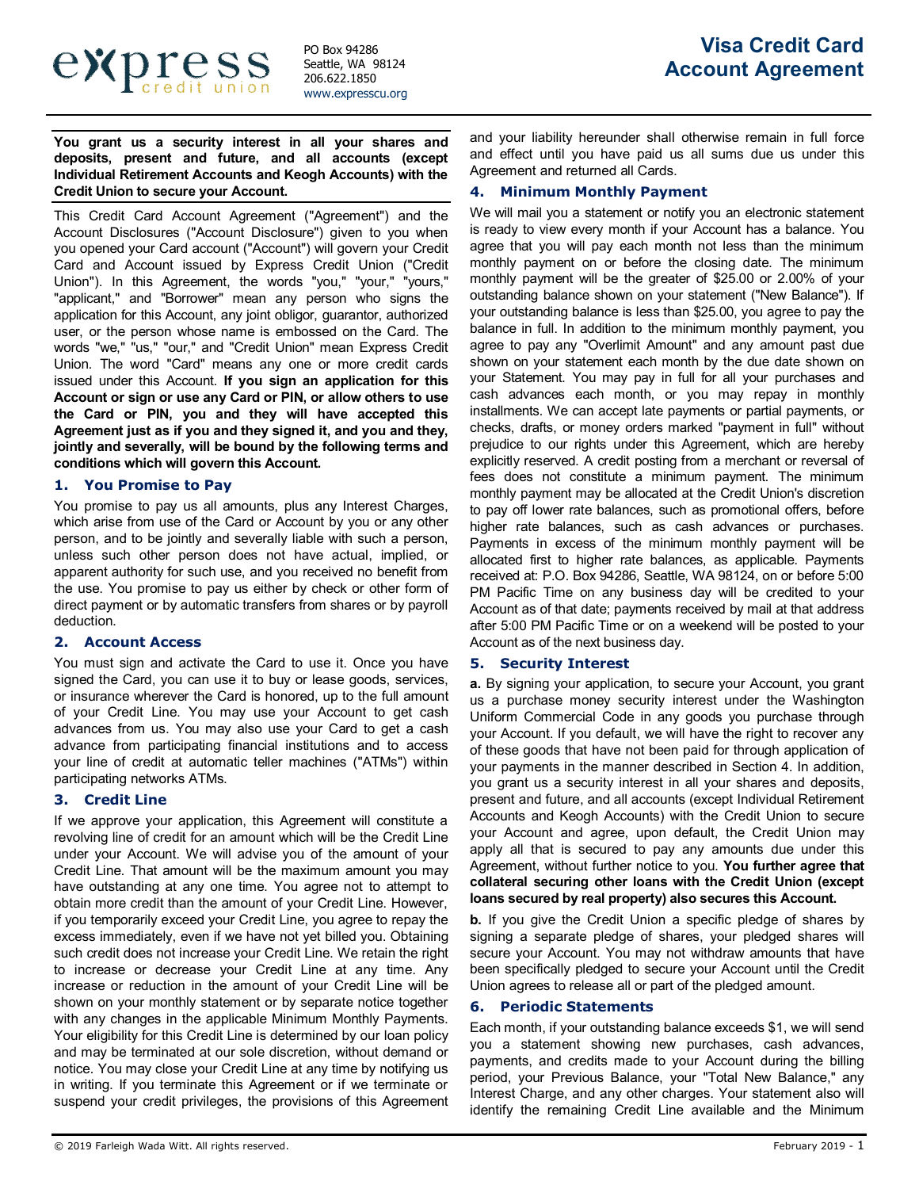express credit union

PO Box 94286
Seattle, WA 98124
206.622.1850
www.expresscu.org

# Visa Credit Card Account Agreement

**You grant us a security interest in all your shares and deposits, present and future, and all accounts (except Individual Retirement Accounts and Keogh Accounts) with the Credit Union to secure your Account.**

This Credit Card Account Agreement ("Agreement") and the Account Disclosures ("Account Disclosure") given to you when you opened your Card account ("Account") will govern your Credit Card and Account issued by Express Credit Union ("Credit Union"). In this Agreement, the words "you," "your," "yours," "applicant," and "Borrower" mean any person who signs the application for this Account, any joint obligor, guarantor, authorized user, or the person whose name is embossed on the Card. The words "we," "us," "our," and "Credit Union" mean Express Credit Union. The word "Card" means any one or more credit cards issued under this Account. **If you sign an application for this Account or sign or use any Card or PIN, or allow others to use the Card or PIN, you and they will have accepted this Agreement just as if you and they signed it, and you and they, jointly and severally, will be bound by the following terms and conditions which will govern this Account.**

## 1. You Promise to Pay

You promise to pay us all amounts, plus any Interest Charges, which arise from use of the Card or Account by you or any other person, and to be jointly and severally liable with such a person, unless such other person does not have actual, implied, or apparent authority for such use, and you received no benefit from the use. You promise to pay us either by check or other form of direct payment or by automatic transfers from shares or by payroll deduction.

## 2. Account Access

You must sign and activate the Card to use it. Once you have signed the Card, you can use it to buy or lease goods, services, or insurance wherever the Card is honored, up to the full amount of your Credit Line. You may use your Account to get cash advances from us. You may also use your Card to get a cash advance from participating financial institutions and to access your line of credit at automatic teller machines ("ATMs") within participating networks ATMs.

## 3. Credit Line

If we approve your application, this Agreement will constitute a revolving line of credit for an amount which will be the Credit Line under your Account. We will advise you of the amount of your Credit Line. That amount will be the maximum amount you may have outstanding at any one time. You agree not to attempt to obtain more credit than the amount of your Credit Line. However, if you temporarily exceed your Credit Line, you agree to repay the excess immediately, even if we have not yet billed you. Obtaining such credit does not increase your Credit Line. We retain the right to increase or decrease your Credit Line at any time. Any increase or reduction in the amount of your Credit Line will be shown on your monthly statement or by separate notice together with any changes in the applicable Minimum Monthly Payments. Your eligibility for this Credit Line is determined by our loan policy and may be terminated at our sole discretion, without demand or notice. You may close your Credit Line at any time by notifying us in writing. If you terminate this Agreement or if we terminate or suspend your credit privileges, the provisions of this Agreement and your liability hereunder shall otherwise remain in full force and effect until you have paid us all sums due us under this Agreement and returned all Cards.

## 4. Minimum Monthly Payment

We will mail you a statement or notify you an electronic statement is ready to view every month if your Account has a balance. You agree that you will pay each month not less than the minimum monthly payment on or before the closing date. The minimum monthly payment will be the greater of $25.00 or 2.00% of your outstanding balance shown on your statement ("New Balance"). If your outstanding balance is less than $25.00, you agree to pay the balance in full. In addition to the minimum monthly payment, you agree to pay any "Overlimit Amount" and any amount past due shown on your statement each month by the due date shown on your Statement. You may pay in full for all your purchases and cash advances each month, or you may repay in monthly installments. We can accept late payments or partial payments, or checks, drafts, or money orders marked "payment in full" without prejudice to our rights under this Agreement, which are hereby explicitly reserved. A credit posting from a merchant or reversal of fees does not constitute a minimum payment. The minimum monthly payment may be allocated at the Credit Union's discretion to pay off lower rate balances, such as promotional offers, before higher rate balances, such as cash advances or purchases. Payments in excess of the minimum monthly payment will be allocated first to higher rate balances, as applicable. Payments received at: P.O. Box 94286, Seattle, WA 98124, on or before 5:00 PM Pacific Time on any business day will be credited to your Account as of that date; payments received by mail at that address after 5:00 PM Pacific Time or on a weekend will be posted to your Account as of the next business day.

## 5. Security Interest

**a.** By signing your application, to secure your Account, you grant us a purchase money security interest under the Washington Uniform Commercial Code in any goods you purchase through your Account. If you default, we will have the right to recover any of these goods that have not been paid for through application of your payments in the manner described in Section 4. In addition, you grant us a security interest in all your shares and deposits, present and future, and all accounts (except Individual Retirement Accounts and Keogh Accounts) with the Credit Union to secure your Account and agree, upon default, the Credit Union may apply all that is secured to pay any amounts due under this Agreement, without further notice to you. **You further agree that collateral securing other loans with the Credit Union (except loans secured by real property) also secures this Account.**

**b.** If you give the Credit Union a specific pledge of shares by signing a separate pledge of shares, your pledged shares will secure your Account. You may not withdraw amounts that have been specifically pledged to secure your Account until the Credit Union agrees to release all or part of the pledged amount.

## 6. Periodic Statements

Each month, if your outstanding balance exceeds $1, we will send you a statement showing new purchases, cash advances, payments, and credits made to your Account during the billing period, your Previous Balance, your "Total New Balance," any Interest Charge, and any other charges. Your statement also will identify the remaining Credit Line available and the Minimum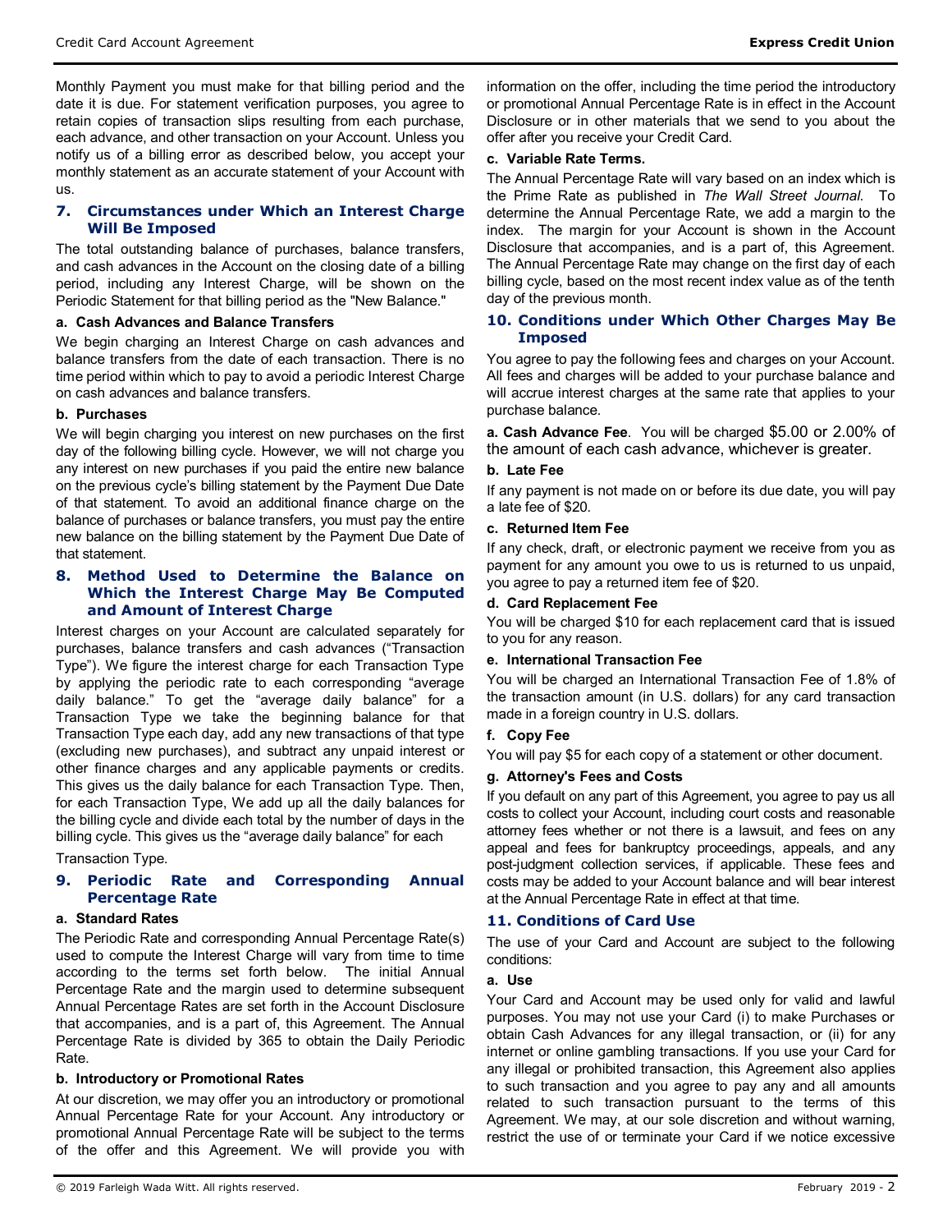Monthly Payment you must make for that billing period and the date it is due. For statement verification purposes, you agree to retain copies of transaction slips resulting from each purchase, each advance, and other transaction on your Account. Unless you notify us of a billing error as described below, you accept your monthly statement as an accurate statement of your Account with us.

## 7. Circumstances under Which an Interest Charge Will Be Imposed

The total outstanding balance of purchases, balance transfers, and cash advances in the Account on the closing date of a billing period, including any Interest Charge, will be shown on the Periodic Statement for that billing period as the "New Balance."

### a. Cash Advances and Balance Transfers

We begin charging an Interest Charge on cash advances and balance transfers from the date of each transaction. There is no time period within which to pay to avoid a periodic Interest Charge on cash advances and balance transfers.

### b. Purchases

We will begin charging you interest on new purchases on the first day of the following billing cycle. However, we will not charge you any interest on new purchases if you paid the entire new balance on the previous cycle's billing statement by the Payment Due Date of that statement. To avoid an additional finance charge on the balance of purchases or balance transfers, you must pay the entire new balance on the billing statement by the Payment Due Date of that statement.

## 8. Method Used to Determine the Balance on Which the Interest Charge May Be Computed and Amount of Interest Charge

Interest charges on your Account are calculated separately for purchases, balance transfers and cash advances ("Transaction Type"). We figure the interest charge for each Transaction Type by applying the periodic rate to each corresponding "average daily balance." To get the "average daily balance" for a Transaction Type we take the beginning balance for that Transaction Type each day, add any new transactions of that type (excluding new purchases), and subtract any unpaid interest or other finance charges and any applicable payments or credits. This gives us the daily balance for each Transaction Type. Then, for each Transaction Type, We add up all the daily balances for the billing cycle and divide each total by the number of days in the billing cycle. This gives us the "average daily balance" for each

Transaction Type.

## 9. Periodic Rate and Corresponding Annual Percentage Rate

### a. Standard Rates

The Periodic Rate and corresponding Annual Percentage Rate(s) used to compute the Interest Charge will vary from time to time according to the terms set forth below. The initial Annual Percentage Rate and the margin used to determine subsequent Annual Percentage Rates are set forth in the Account Disclosure that accompanies, and is a part of, this Agreement. The Annual Percentage Rate is divided by 365 to obtain the Daily Periodic Rate.

### b. Introductory or Promotional Rates

At our discretion, we may offer you an introductory or promotional Annual Percentage Rate for your Account. Any introductory or promotional Annual Percentage Rate will be subject to the terms of the offer and this Agreement. We will provide you with information on the offer, including the time period the introductory or promotional Annual Percentage Rate is in effect in the Account Disclosure or in other materials that we send to you about the offer after you receive your Credit Card.

### c. Variable Rate Terms.

The Annual Percentage Rate will vary based on an index which is the Prime Rate as published in *The Wall Street Journal*. To determine the Annual Percentage Rate, we add a margin to the index. The margin for your Account is shown in the Account Disclosure that accompanies, and is a part of, this Agreement. The Annual Percentage Rate may change on the first day of each billing cycle, based on the most recent index value as of the tenth day of the previous month.

## 10. Conditions under Which Other Charges May Be Imposed

You agree to pay the following fees and charges on your Account. All fees and charges will be added to your purchase balance and will accrue interest charges at the same rate that applies to your purchase balance.

**a. Cash Advance Fee**. You will be charged $5.00 or 2.00% of the amount of each cash advance, whichever is greater.

### b. Late Fee

If any payment is not made on or before its due date, you will pay a late fee of $20.

### c. Returned Item Fee

If any check, draft, or electronic payment we receive from you as payment for any amount you owe to us is returned to us unpaid, you agree to pay a returned item fee of $20.

### d. Card Replacement Fee

You will be charged $10 for each replacement card that is issued to you for any reason.

### e. International Transaction Fee

You will be charged an International Transaction Fee of 1.8% of the transaction amount (in U.S. dollars) for any card transaction made in a foreign country in U.S. dollars.

### f. Copy Fee

You will pay $5 for each copy of a statement or other document.

### g. Attorney's Fees and Costs

If you default on any part of this Agreement, you agree to pay us all costs to collect your Account, including court costs and reasonable attorney fees whether or not there is a lawsuit, and fees on any appeal and fees for bankruptcy proceedings, appeals, and any post-judgment collection services, if applicable. These fees and costs may be added to your Account balance and will bear interest at the Annual Percentage Rate in effect at that time.

## 11. Conditions of Card Use

The use of your Card and Account are subject to the following conditions:

### a. Use

Your Card and Account may be used only for valid and lawful purposes. You may not use your Card (i) to make Purchases or obtain Cash Advances for any illegal transaction, or (ii) for any internet or online gambling transactions. If you use your Card for any illegal or prohibited transaction, this Agreement also applies to such transaction and you agree to pay any and all amounts related to such transaction pursuant to the terms of this Agreement. We may, at our sole discretion and without warning, restrict the use of or terminate your Card if we notice excessive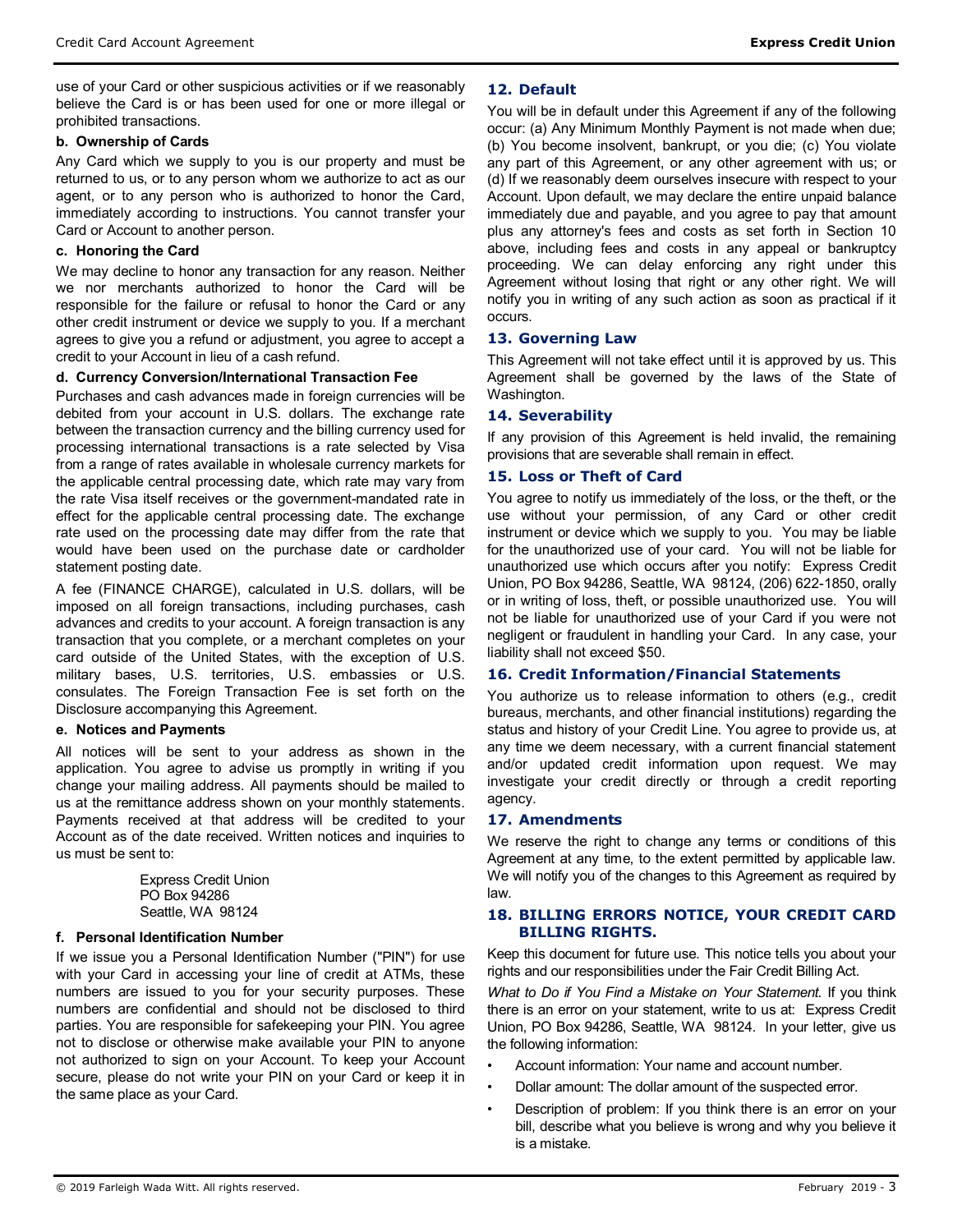use of your Card or other suspicious activities or if we reasonably believe the Card is or has been used for one or more illegal or prohibited transactions.

**b. Ownership of Cards**

Any Card which we supply to you is our property and must be returned to us, or to any person whom we authorize to act as our agent, or to any person who is authorized to honor the Card, immediately according to instructions. You cannot transfer your Card or Account to another person.

**c. Honoring the Card**

We may decline to honor any transaction for any reason. Neither we nor merchants authorized to honor the Card will be responsible for the failure or refusal to honor the Card or any other credit instrument or device we supply to you. If a merchant agrees to give you a refund or adjustment, you agree to accept a credit to your Account in lieu of a cash refund.

**d. Currency Conversion/International Transaction Fee**

Purchases and cash advances made in foreign currencies will be debited from your account in U.S. dollars. The exchange rate between the transaction currency and the billing currency used for processing international transactions is a rate selected by Visa from a range of rates available in wholesale currency markets for the applicable central processing date, which rate may vary from the rate Visa itself receives or the government-mandated rate in effect for the applicable central processing date. The exchange rate used on the processing date may differ from the rate that would have been used on the purchase date or cardholder statement posting date.

A fee (FINANCE CHARGE), calculated in U.S. dollars, will be imposed on all foreign transactions, including purchases, cash advances and credits to your account. A foreign transaction is any transaction that you complete, or a merchant completes on your card outside of the United States, with the exception of U.S. military bases, U.S. territories, U.S. embassies or U.S. consulates. The Foreign Transaction Fee is set forth on the Disclosure accompanying this Agreement.

**e. Notices and Payments**

All notices will be sent to your address as shown in the application. You agree to advise us promptly in writing if you change your mailing address. All payments should be mailed to us at the remittance address shown on your monthly statements. Payments received at that address will be credited to your Account as of the date received. Written notices and inquiries to us must be sent to:

Express Credit Union
PO Box 94286
Seattle, WA 98124

**f. Personal Identification Number**

If we issue you a Personal Identification Number ("PIN") for use with your Card in accessing your line of credit at ATMs, these numbers are issued to you for your security purposes. These numbers are confidential and should not be disclosed to third parties. You are responsible for safekeeping your PIN. You agree not to disclose or otherwise make available your PIN to anyone not authorized to sign on your Account. To keep your Account secure, please do not write your PIN on your Card or keep it in the same place as your Card.

## 12. Default

You will be in default under this Agreement if any of the following occur: (a) Any Minimum Monthly Payment is not made when due; (b) You become insolvent, bankrupt, or you die; (c) You violate any part of this Agreement, or any other agreement with us; or (d) If we reasonably deem ourselves insecure with respect to your Account. Upon default, we may declare the entire unpaid balance immediately due and payable, and you agree to pay that amount plus any attorney's fees and costs as set forth in Section 10 above, including fees and costs in any appeal or bankruptcy proceeding. We can delay enforcing any right under this Agreement without losing that right or any other right. We will notify you in writing of any such action as soon as practical if it occurs.

## 13. Governing Law

This Agreement will not take effect until it is approved by us. This Agreement shall be governed by the laws of the State of Washington.

## 14. Severability

If any provision of this Agreement is held invalid, the remaining provisions that are severable shall remain in effect.

## 15. Loss or Theft of Card

You agree to notify us immediately of the loss, or the theft, or the use without your permission, of any Card or other credit instrument or device which we supply to you. You may be liable for the unauthorized use of your card. You will not be liable for unauthorized use which occurs after you notify: Express Credit Union, PO Box 94286, Seattle, WA 98124, (206) 622-1850, orally or in writing of loss, theft, or possible unauthorized use. You will not be liable for unauthorized use of your Card if you were not negligent or fraudulent in handling your Card. In any case, your liability shall not exceed $50.

## 16. Credit Information/Financial Statements

You authorize us to release information to others (e.g., credit bureaus, merchants, and other financial institutions) regarding the status and history of your Credit Line. You agree to provide us, at any time we deem necessary, with a current financial statement and/or updated credit information upon request. We may investigate your credit directly or through a credit reporting agency.

## 17. Amendments

We reserve the right to change any terms or conditions of this Agreement at any time, to the extent permitted by applicable law. We will notify you of the changes to this Agreement as required by law.

## 18. BILLING ERRORS NOTICE, YOUR CREDIT CARD BILLING RIGHTS.

Keep this document for future use. This notice tells you about your rights and our responsibilities under the Fair Credit Billing Act.

*What to Do if You Find a Mistake on Your Statement.* If you think there is an error on your statement, write to us at: Express Credit Union, PO Box 94286, Seattle, WA 98124. In your letter, give us the following information:

- Account information: Your name and account number.
- Dollar amount: The dollar amount of the suspected error.
- Description of problem: If you think there is an error on your bill, describe what you believe is wrong and why you believe it is a mistake.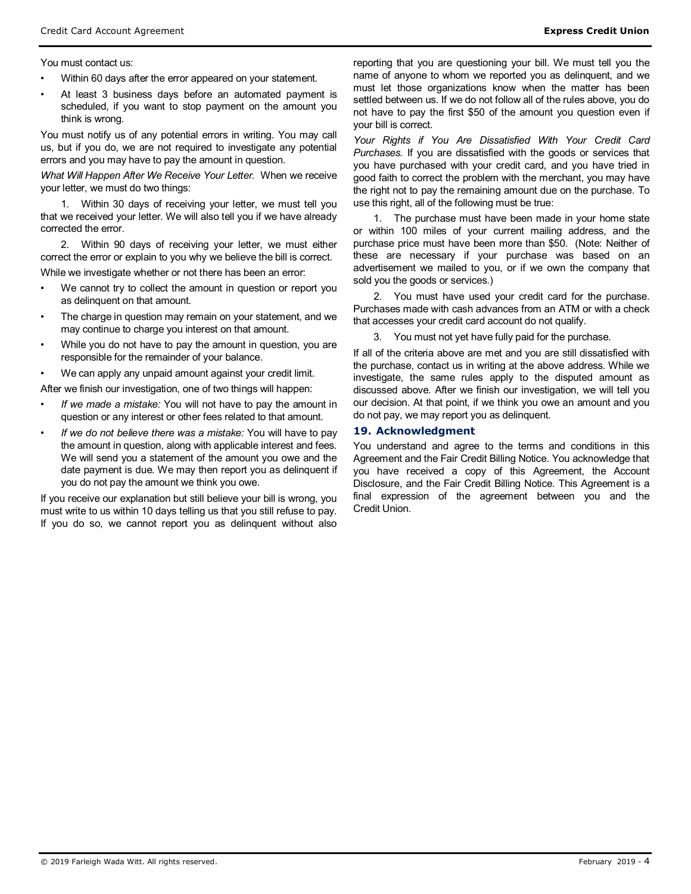You must contact us:

- Within 60 days after the error appeared on your statement.
- At least 3 business days before an automated payment is scheduled, if you want to stop payment on the amount you think is wrong.

You must notify us of any potential errors in writing. You may call us, but if you do, we are not required to investigate any potential errors and you may have to pay the amount in question.

*What Will Happen After We Receive Your Letter.* When we receive your letter, we must do two things:

1. Within 30 days of receiving your letter, we must tell you that we received your letter. We will also tell you if we have already corrected the error.

2. Within 90 days of receiving your letter, we must either correct the error or explain to you why we believe the bill is correct.

While we investigate whether or not there has been an error:

- We cannot try to collect the amount in question or report you as delinquent on that amount.
- The charge in question may remain on your statement, and we may continue to charge you interest on that amount.
- While you do not have to pay the amount in question, you are responsible for the remainder of your balance.
- We can apply any unpaid amount against your credit limit.

After we finish our investigation, one of two things will happen:

- *If we made a mistake:* You will not have to pay the amount in question or any interest or other fees related to that amount.
- *If we do not believe there was a mistake:* You will have to pay the amount in question, along with applicable interest and fees. We will send you a statement of the amount you owe and the date payment is due. We may then report you as delinquent if you do not pay the amount we think you owe.

If you receive our explanation but still believe your bill is wrong, you must write to us within 10 days telling us that you still refuse to pay. If you do so, we cannot report you as delinquent without also reporting that you are questioning your bill. We must tell you the name of anyone to whom we reported you as delinquent, and we must let those organizations know when the matter has been settled between us. If we do not follow all of the rules above, you do not have to pay the first $50 of the amount you question even if your bill is correct.

*Your Rights if You Are Dissatisfied With Your Credit Card Purchases.* If you are dissatisfied with the goods or services that you have purchased with your credit card, and you have tried in good faith to correct the problem with the merchant, you may have the right not to pay the remaining amount due on the purchase. To use this right, all of the following must be true:

1. The purchase must have been made in your home state or within 100 miles of your current mailing address, and the purchase price must have been more than $50. (Note: Neither of these are necessary if your purchase was based on an advertisement we mailed to you, or if we own the company that sold you the goods or services.)

2. You must have used your credit card for the purchase. Purchases made with cash advances from an ATM or with a check that accesses your credit card account do not qualify.

3. You must not yet have fully paid for the purchase.

If all of the criteria above are met and you are still dissatisfied with the purchase, contact us in writing at the above address. While we investigate, the same rules apply to the disputed amount as discussed above. After we finish our investigation, we will tell you our decision. At that point, if we think you owe an amount and you do not pay, we may report you as delinquent.

## 19. Acknowledgment

You understand and agree to the terms and conditions in this Agreement and the Fair Credit Billing Notice. You acknowledge that you have received a copy of this Agreement, the Account Disclosure, and the Fair Credit Billing Notice. This Agreement is a final expression of the agreement between you and the Credit Union.